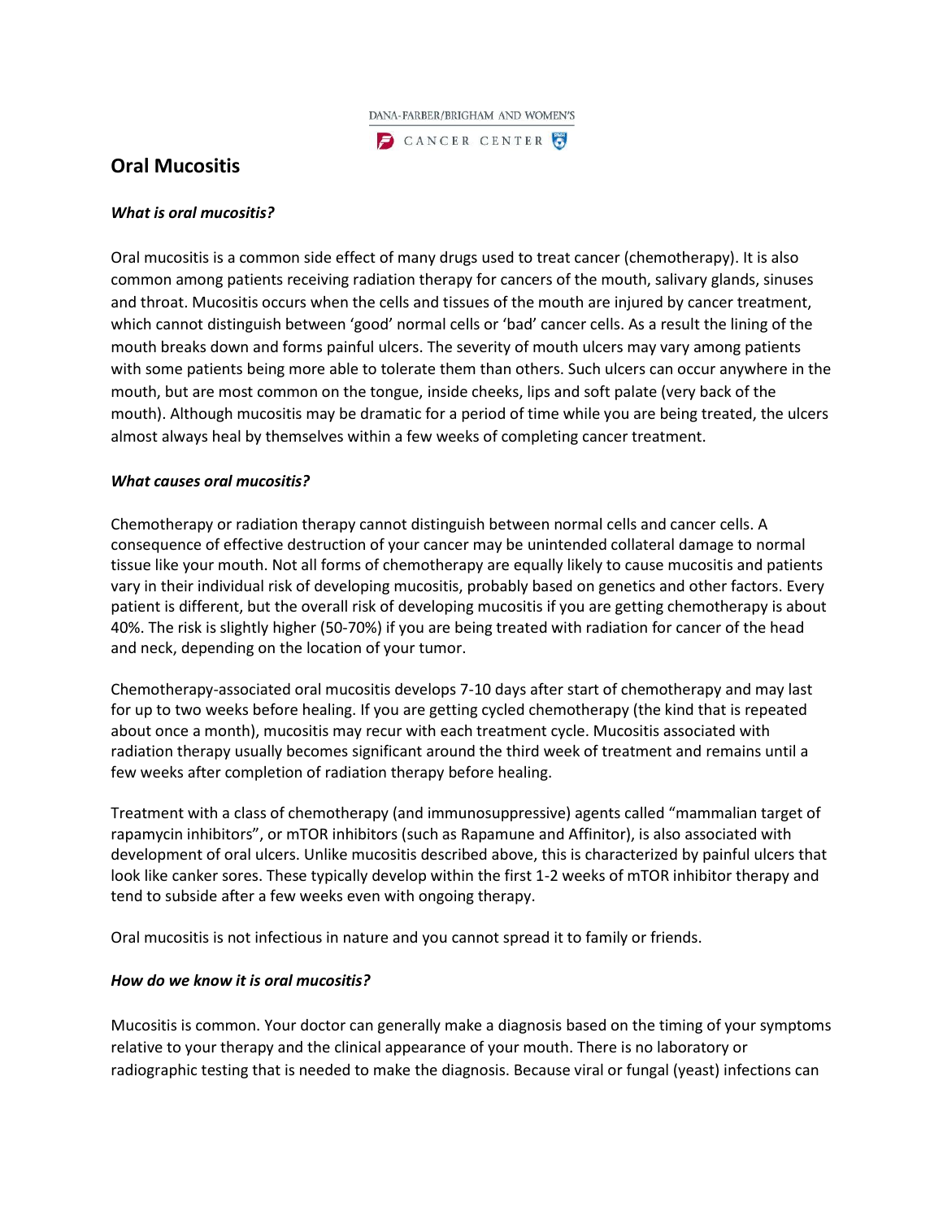DANA-FARBER/BRIGHAM AND WOMEN'S CANCER CENTER

# Oral Mucositis

***What is oral mucositis?***

Oral mucositis is a common side effect of many drugs used to treat cancer (chemotherapy). It is also common among patients receiving radiation therapy for cancers of the mouth, salivary glands, sinuses and throat. Mucositis occurs when the cells and tissues of the mouth are injured by cancer treatment, which cannot distinguish between 'good' normal cells or 'bad' cancer cells. As a result the lining of the mouth breaks down and forms painful ulcers. The severity of mouth ulcers may vary among patients with some patients being more able to tolerate them than others. Such ulcers can occur anywhere in the mouth, but are most common on the tongue, inside cheeks, lips and soft palate (very back of the mouth). Although mucositis may be dramatic for a period of time while you are being treated, the ulcers almost always heal by themselves within a few weeks of completing cancer treatment.

***What causes oral mucositis?***

Chemotherapy or radiation therapy cannot distinguish between normal cells and cancer cells. A consequence of effective destruction of your cancer may be unintended collateral damage to normal tissue like your mouth. Not all forms of chemotherapy are equally likely to cause mucositis and patients vary in their individual risk of developing mucositis, probably based on genetics and other factors. Every patient is different, but the overall risk of developing mucositis if you are getting chemotherapy is about 40%. The risk is slightly higher (50-70%) if you are being treated with radiation for cancer of the head and neck, depending on the location of your tumor.

Chemotherapy-associated oral mucositis develops 7-10 days after start of chemotherapy and may last for up to two weeks before healing. If you are getting cycled chemotherapy (the kind that is repeated about once a month), mucositis may recur with each treatment cycle. Mucositis associated with radiation therapy usually becomes significant around the third week of treatment and remains until a few weeks after completion of radiation therapy before healing.

Treatment with a class of chemotherapy (and immunosuppressive) agents called "mammalian target of rapamycin inhibitors", or mTOR inhibitors (such as Rapamune and Affinitor), is also associated with development of oral ulcers. Unlike mucositis described above, this is characterized by painful ulcers that look like canker sores. These typically develop within the first 1-2 weeks of mTOR inhibitor therapy and tend to subside after a few weeks even with ongoing therapy.

Oral mucositis is not infectious in nature and you cannot spread it to family or friends.

***How do we know it is oral mucositis?***

Mucositis is common. Your doctor can generally make a diagnosis based on the timing of your symptoms relative to your therapy and the clinical appearance of your mouth. There is no laboratory or radiographic testing that is needed to make the diagnosis. Because viral or fungal (yeast) infections can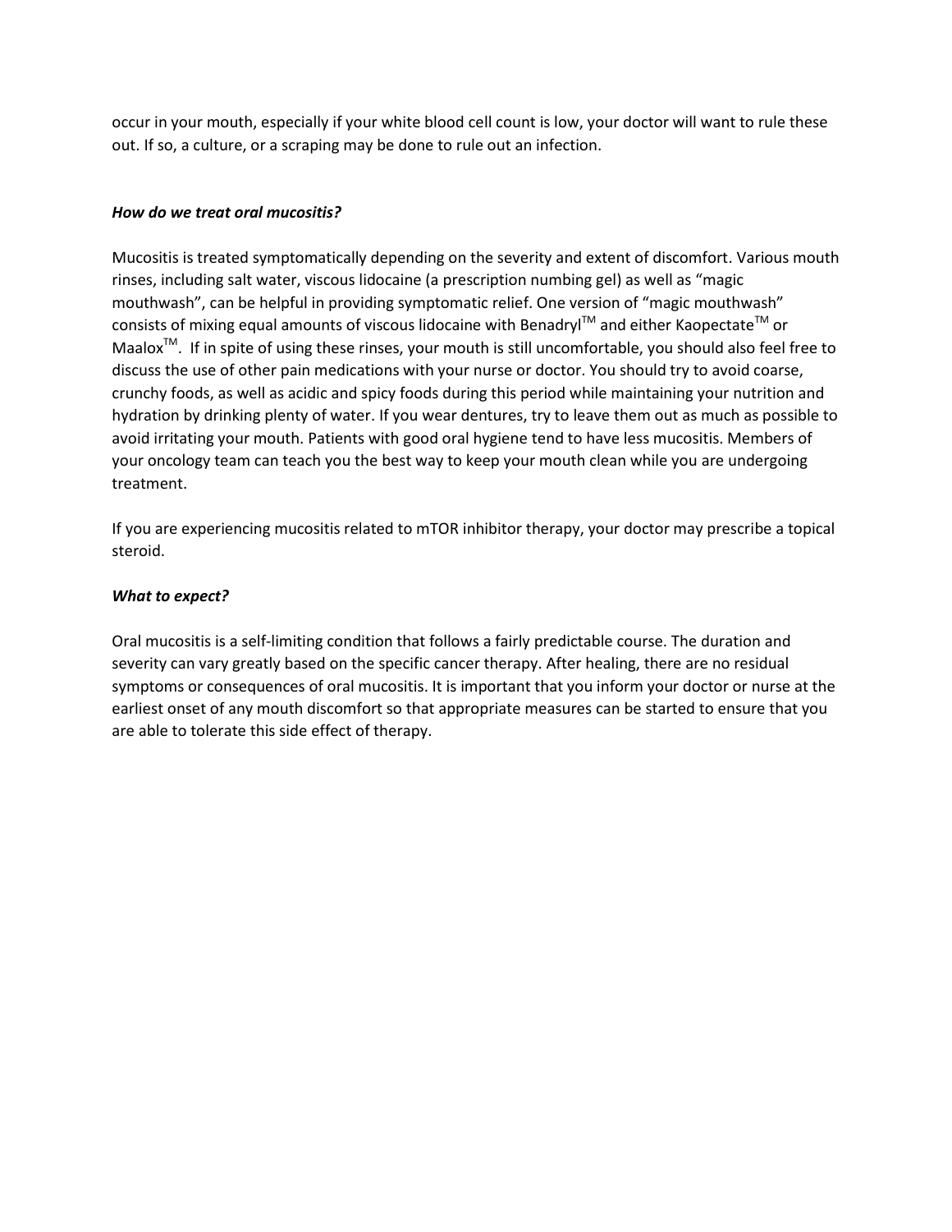occur in your mouth, especially if your white blood cell count is low, your doctor will want to rule these out. If so, a culture, or a scraping may be done to rule out an infection.

***How do we treat oral mucositis?***

Mucositis is treated symptomatically depending on the severity and extent of discomfort. Various mouth rinses, including salt water, viscous lidocaine (a prescription numbing gel) as well as "magic mouthwash", can be helpful in providing symptomatic relief. One version of "magic mouthwash" consists of mixing equal amounts of viscous lidocaine with Benadryl™ and either Kaopectate™ or Maalox™. If in spite of using these rinses, your mouth is still uncomfortable, you should also feel free to discuss the use of other pain medications with your nurse or doctor. You should try to avoid coarse, crunchy foods, as well as acidic and spicy foods during this period while maintaining your nutrition and hydration by drinking plenty of water. If you wear dentures, try to leave them out as much as possible to avoid irritating your mouth. Patients with good oral hygiene tend to have less mucositis. Members of your oncology team can teach you the best way to keep your mouth clean while you are undergoing treatment.

If you are experiencing mucositis related to mTOR inhibitor therapy, your doctor may prescribe a topical steroid.

***What to expect?***

Oral mucositis is a self-limiting condition that follows a fairly predictable course. The duration and severity can vary greatly based on the specific cancer therapy. After healing, there are no residual symptoms or consequences of oral mucositis. It is important that you inform your doctor or nurse at the earliest onset of any mouth discomfort so that appropriate measures can be started to ensure that you are able to tolerate this side effect of therapy.